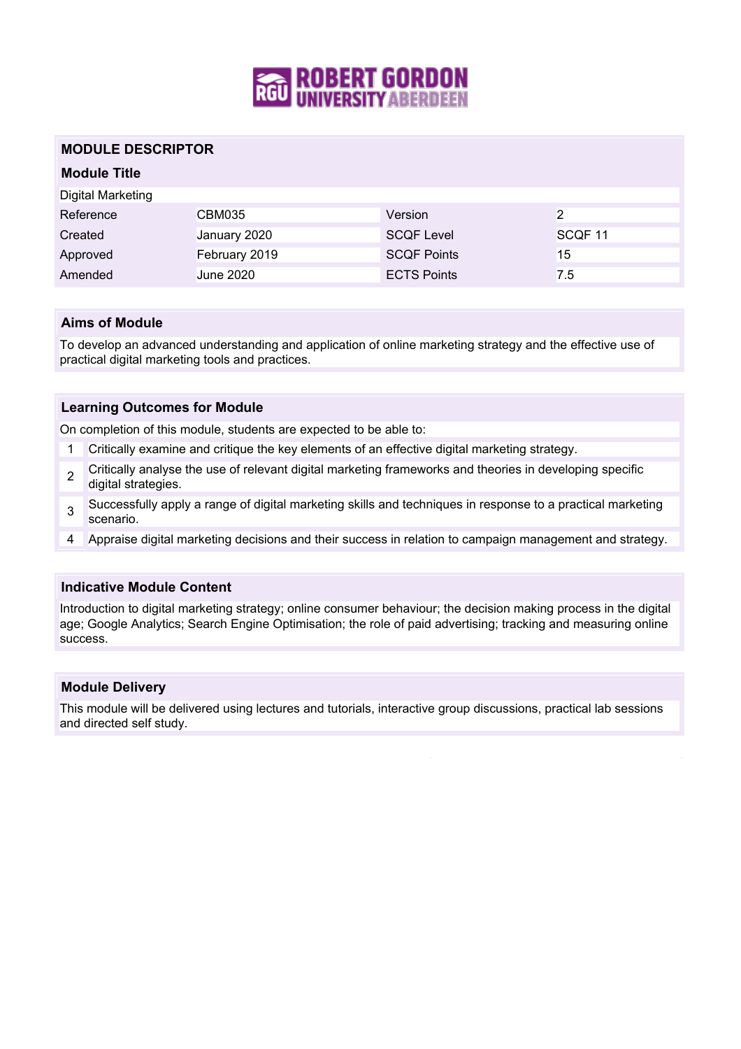ROBERT GORDON UNIVERSITY ABERDEEN

# MODULE DESCRIPTOR

## Module Title

Digital Marketing

| Reference | CBM035 | Version | 2 |
|---|---|---|---|
| Created | January 2020 | SCQF Level | SCQF 11 |
| Approved | February 2019 | SCQF Points | 15 |
| Amended | June 2020 | ECTS Points | 7.5 |

## Aims of Module

To develop an advanced understanding and application of online marketing strategy and the effective use of practical digital marketing tools and practices.

## Learning Outcomes for Module

On completion of this module, students are expected to be able to:

1. Critically examine and critique the key elements of an effective digital marketing strategy.
2. Critically analyse the use of relevant digital marketing frameworks and theories in developing specific digital strategies.
3. Successfully apply a range of digital marketing skills and techniques in response to a practical marketing scenario.
4. Appraise digital marketing decisions and their success in relation to campaign management and strategy.

## Indicative Module Content

Introduction to digital marketing strategy; online consumer behaviour; the decision making process in the digital age; Google Analytics; Search Engine Optimisation; the role of paid advertising; tracking and measuring online success.

## Module Delivery

This module will be delivered using lectures and tutorials, interactive group discussions, practical lab sessions and directed self study.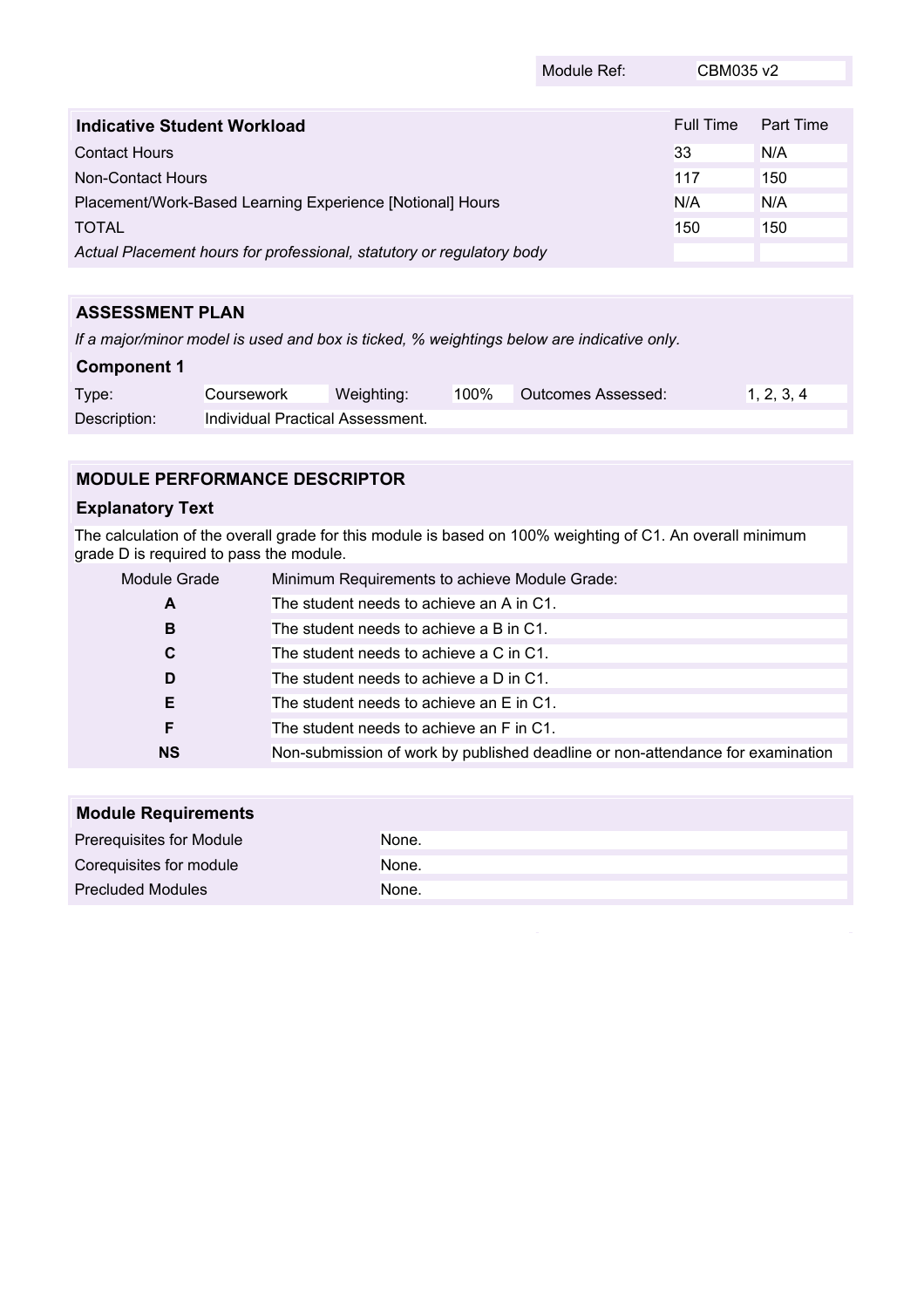| Module Ref: | CBM035 v2 |
|---|---|

| Indicative Student Workload | Full Time | Part Time |
|---|---|---|
| Contact Hours | 33 | N/A |
| Non-Contact Hours | 117 | 150 |
| Placement/Work-Based Learning Experience [Notional] Hours | N/A | N/A |
| TOTAL | 150 | 150 |
| *Actual Placement hours for professional, statutory or regulatory body* | | |

## ASSESSMENT PLAN

*If a major/minor model is used and box is ticked, % weightings below are indicative only.*

### Component 1

| Type: | Coursework | Weighting: | 100% | Outcomes Assessed: | 1, 2, 3, 4 |
|---|---|---|---|---|---|
| Description: | Individual Practical Assessment. | | | | |

## MODULE PERFORMANCE DESCRIPTOR

### Explanatory Text

The calculation of the overall grade for this module is based on 100% weighting of C1. An overall minimum grade D is required to pass the module.

| Module Grade | Minimum Requirements to achieve Module Grade: |
|---|---|
| **A** | The student needs to achieve an A in C1. |
| **B** | The student needs to achieve a B in C1. |
| **C** | The student needs to achieve a C in C1. |
| **D** | The student needs to achieve a D in C1. |
| **E** | The student needs to achieve an E in C1. |
| **F** | The student needs to achieve an F in C1. |
| **NS** | Non-submission of work by published deadline or non-attendance for examination |

## Module Requirements

| | |
|---|---|
| Prerequisites for Module | None. |
| Corequisites for module | None. |
| Precluded Modules | None. |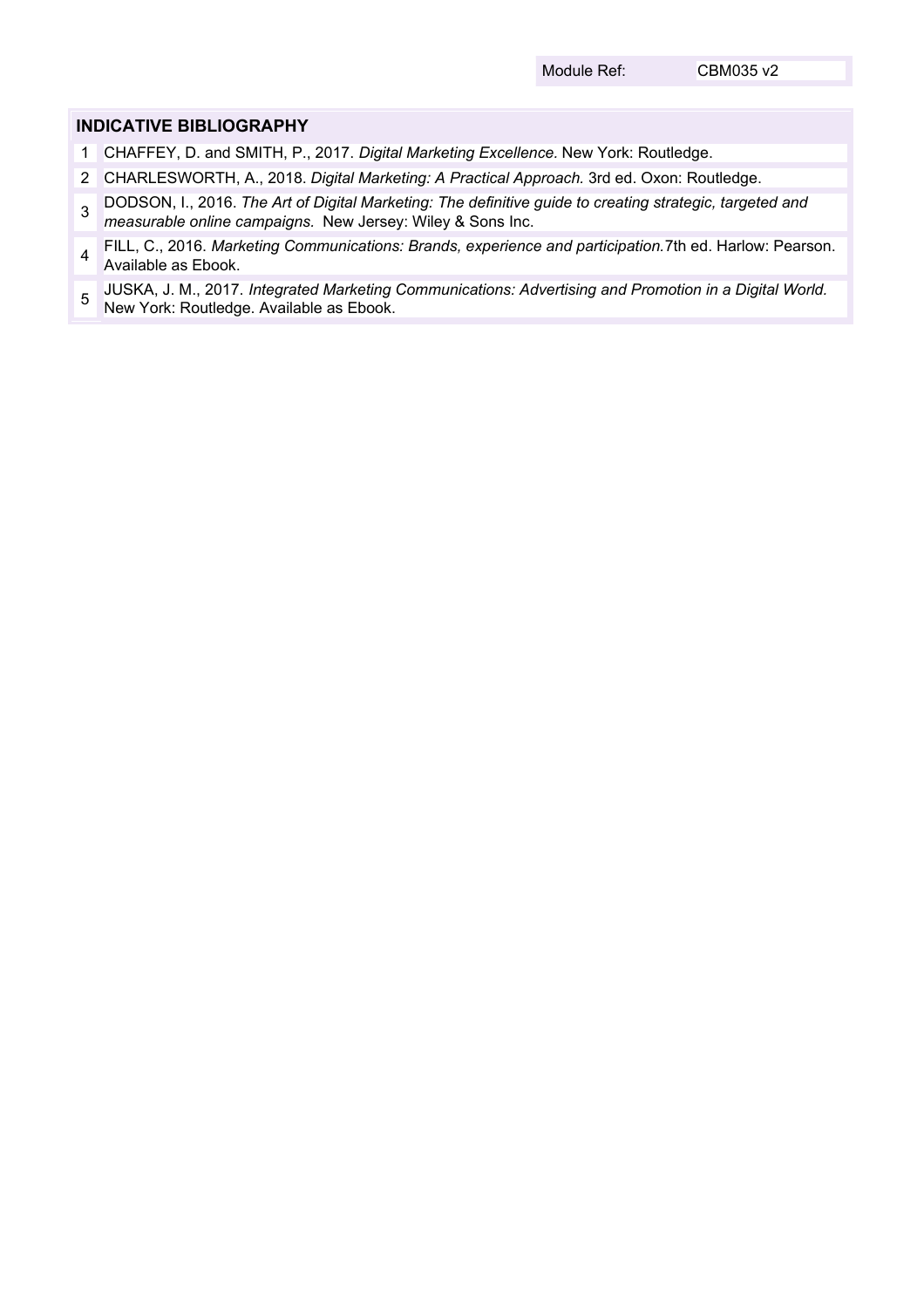Module Ref: CBM035 v2

## INDICATIVE BIBLIOGRAPHY

1. CHAFFEY, D. and SMITH, P., 2017. *Digital Marketing Excellence.* New York: Routledge.
2. CHARLESWORTH, A., 2018. *Digital Marketing: A Practical Approach.* 3rd ed. Oxon: Routledge.
3. DODSON, I., 2016. *The Art of Digital Marketing: The definitive guide to creating strategic, targeted and measurable online campaigns.* New Jersey: Wiley & Sons Inc.
4. FILL, C., 2016. *Marketing Communications: Brands, experience and participation.*7th ed. Harlow: Pearson. Available as Ebook.
5. JUSKA, J. M., 2017. *Integrated Marketing Communications: Advertising and Promotion in a Digital World.* New York: Routledge. Available as Ebook.